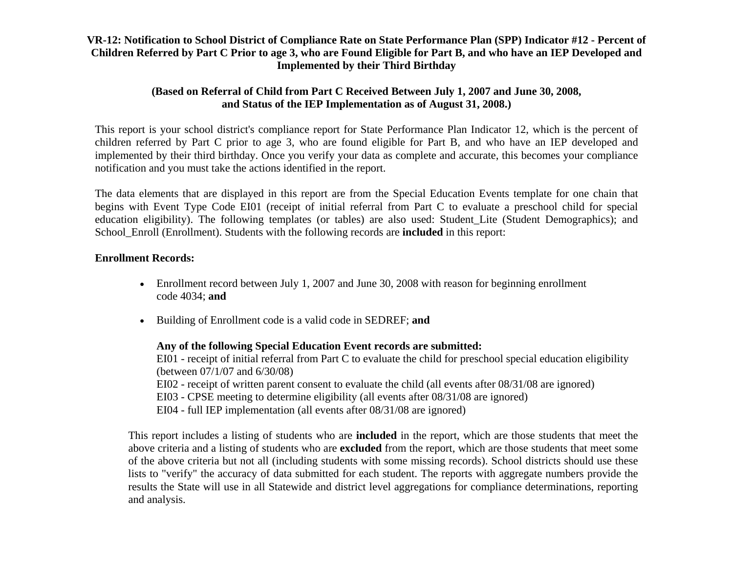# VR-12: Notification to School District of Compliance Rate on State Performance Plan (SPP) Indicator #12 - Percent of Children Referred by Part C Prior to age 3, who are Found Eligible for Part B, and who have an IEP Developed and Implemented by their Third Birthday

## (Based on Referral of Child from Part C Received Between July 1, 2007 and June 30, 2008, and Status of the IEP Implementation as of August 31, 2008.)

This report is your school district's compliance report for State Performance Plan Indicator 12, which is the percent of children referred by Part C prior to age 3, who are found eligible for Part B, and who have an IEP developed and implemented by their third birthday. Once you verify your data as complete and accurate, this becomes your compliance notification and you must take the actions identified in the report.

The data elements that are displayed in this report are from the Special Education Events template for one chain that begins with Event Type Code EI01 (receipt of initial referral from Part C to evaluate a preschool child for special education eligibility). The following templates (or tables) are also used: Student_Lite (Student Demographics); and School_Enroll (Enrollment). Students with the following records are **included** in this report:

**Enrollment Records:**

- Enrollment record between July 1, 2007 and June 30, 2008 with reason for beginning enrollment code 4034; **and**
- Building of Enrollment code is a valid code in SEDREF; **and**

  **Any of the following Special Education Event records are submitted:**
  EI01 - receipt of initial referral from Part C to evaluate the child for preschool special education eligibility (between 07/1/07 and 6/30/08)
  EI02 - receipt of written parent consent to evaluate the child (all events after 08/31/08 are ignored)
  EI03 - CPSE meeting to determine eligibility (all events after 08/31/08 are ignored)
  EI04 - full IEP implementation (all events after 08/31/08 are ignored)

This report includes a listing of students who are **included** in the report, which are those students that meet the above criteria and a listing of students who are **excluded** from the report, which are those students that meet some of the above criteria but not all (including students with some missing records). School districts should use these lists to "verify" the accuracy of data submitted for each student. The reports with aggregate numbers provide the results the State will use in all Statewide and district level aggregations for compliance determinations, reporting and analysis.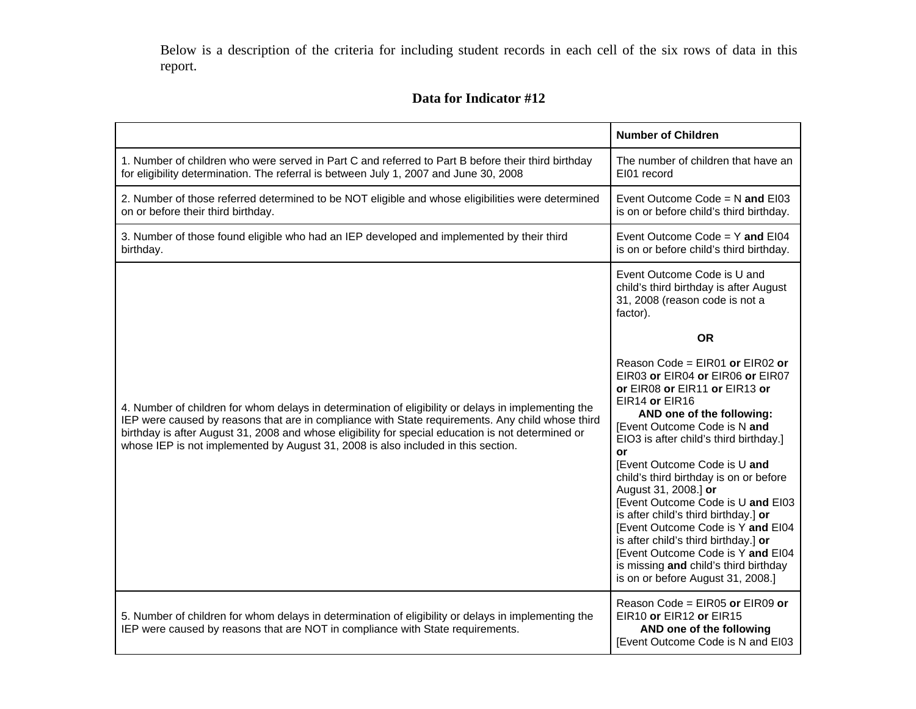Below is a description of the criteria for including student records in each cell of the six rows of data in this report.

## Data for Indicator #12

| | **Number of Children** |
|---|---|
| 1. Number of children who were served in Part C and referred to Part B before their third birthday for eligibility determination. The referral is between July 1, 2007 and June 30, 2008 | The number of children that have an EI01 record |
| 2. Number of those referred determined to be NOT eligible and whose eligibilities were determined on or before their third birthday. | Event Outcome Code = N **and** EI03 is on or before child's third birthday. |
| 3. Number of those found eligible who had an IEP developed and implemented by their third birthday. | Event Outcome Code = Y **and** EI04 is on or before child's third birthday. |
| 4. Number of children for whom delays in determination of eligibility or delays in implementing the IEP were caused by reasons that are in compliance with State requirements. Any child whose third birthday is after August 31, 2008 and whose eligibility for special education is not determined or whose IEP is not implemented by August 31, 2008 is also included in this section. | Event Outcome Code is U and child's third birthday is after August 31, 2008 (reason code is not a factor). **OR** Reason Code = EIR01 **or** EIR02 **or** EIR03 **or** EIR04 **or** EIR06 **or** EIR07 **or** EIR08 **or** EIR11 **or** EIR13 **or** EIR14 **or** EIR16 **AND one of the following:** [Event Outcome Code is N **and** EIO3 is after child's third birthday.] **or** [Event Outcome Code is U **and** child's third birthday is on or before August 31, 2008.] **or** [Event Outcome Code is U **and** EI03 is after child's third birthday.] **or** [Event Outcome Code is Y **and** EI04 is after child's third birthday.] **or** [Event Outcome Code is Y **and** EI04 is missing **and** child's third birthday is on or before August 31, 2008.] |
| 5. Number of children for whom delays in determination of eligibility or delays in implementing the IEP were caused by reasons that are NOT in compliance with State requirements. | Reason Code = EIR05 **or** EIR09 **or** EIR10 **or** EIR12 **or** EIR15 **AND one of the following** [Event Outcome Code is N and EI03 |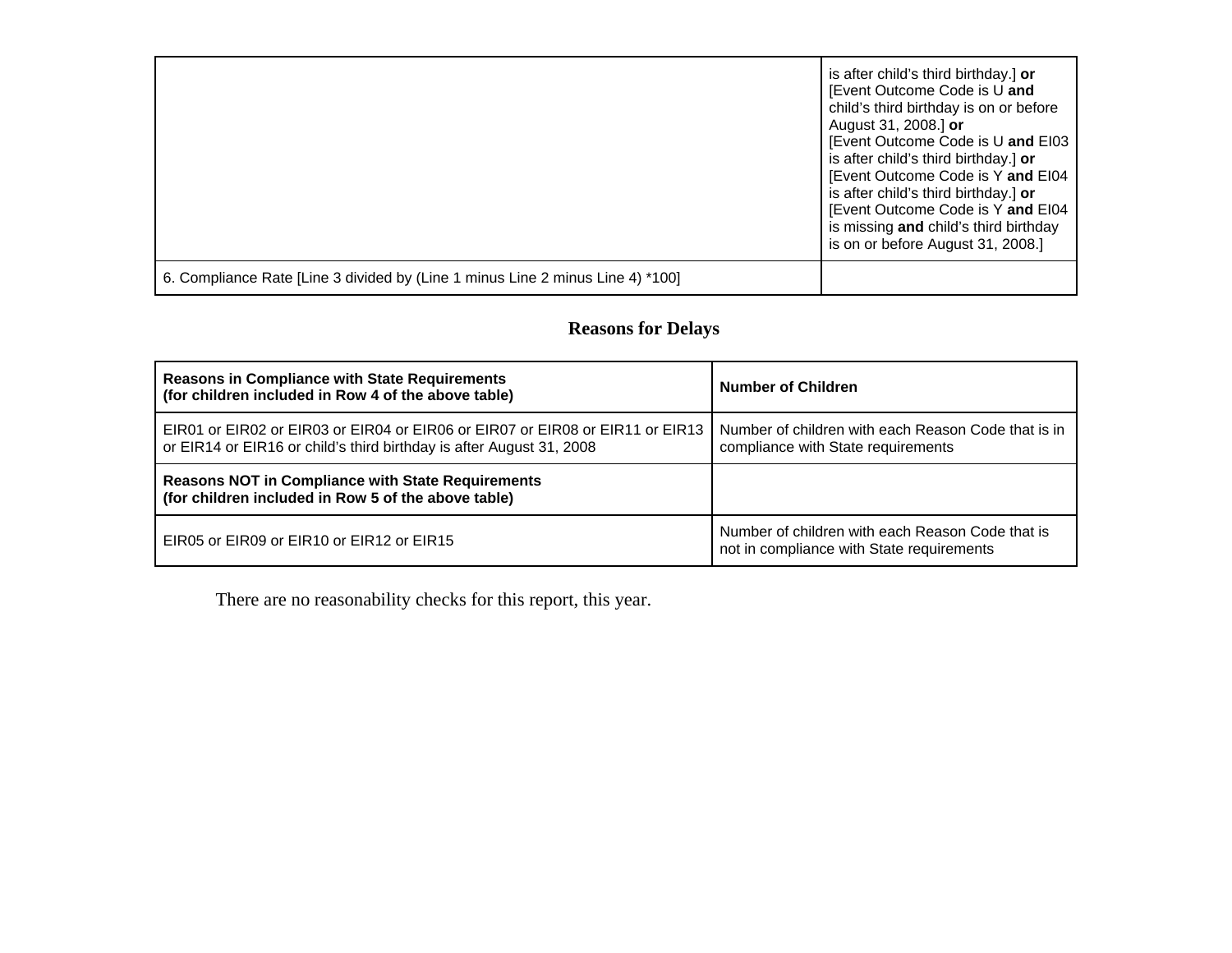| | |
|---|---|
| | is after child's third birthday.] **or** [Event Outcome Code is U **and** child's third birthday is on or before August 31, 2008.] **or** [Event Outcome Code is U **and** EI03 is after child's third birthday.] **or** [Event Outcome Code is Y **and** EI04 is after child's third birthday.] **or** [Event Outcome Code is Y **and** EI04 is missing **and** child's third birthday is on or before August 31, 2008.] |
| 6. Compliance Rate [Line 3 divided by (Line 1 minus Line 2 minus Line 4) *100] | |

## Reasons for Delays

| **Reasons in Compliance with State Requirements (for children included in Row 4 of the above table)** | **Number of Children** |
|---|---|
| EIR01 or EIR02 or EIR03 or EIR04 or EIR06 or EIR07 or EIR08 or EIR11 or EIR13 or EIR14 or EIR16 or child's third birthday is after August 31, 2008 | Number of children with each Reason Code that is in compliance with State requirements |
| **Reasons NOT in Compliance with State Requirements (for children included in Row 5 of the above table)** | |
| EIR05 or EIR09 or EIR10 or EIR12 or EIR15 | Number of children with each Reason Code that is not in compliance with State requirements |

There are no reasonability checks for this report, this year.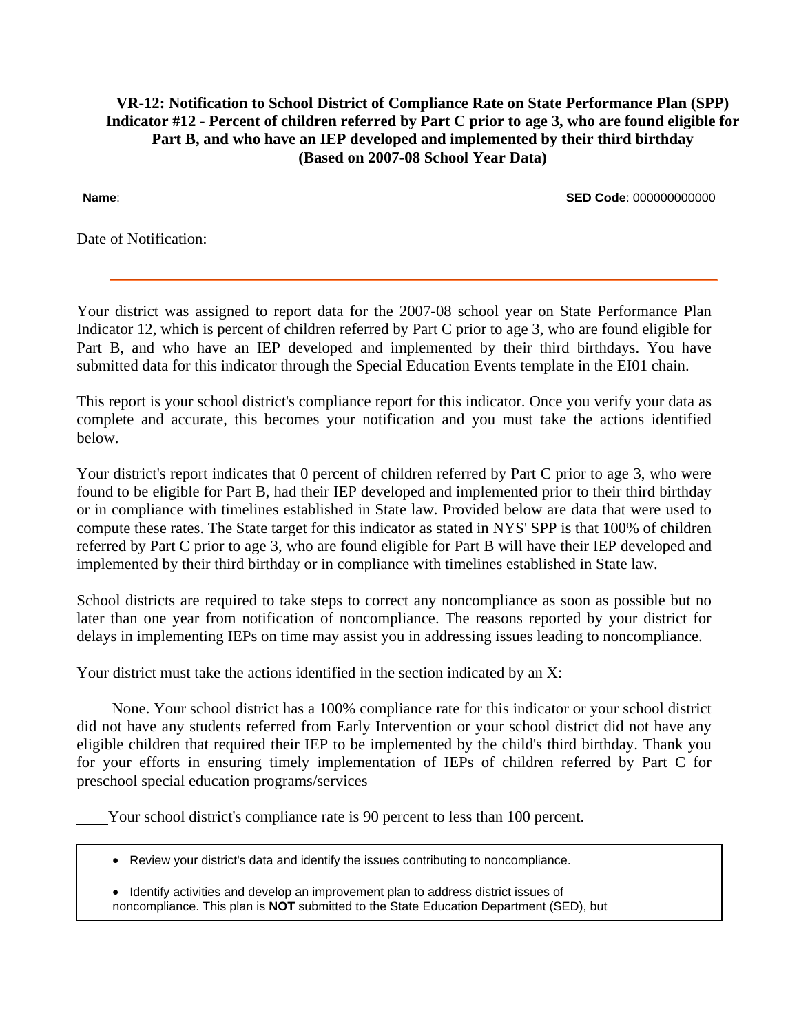**VR-12: Notification to School District of Compliance Rate on State Performance Plan (SPP) Indicator #12 - Percent of children referred by Part C prior to age 3, who are found eligible for Part B, and who have an IEP developed and implemented by their third birthday (Based on 2007-08 School Year Data)**

**Name**: **SED Code**: 000000000000

Date of Notification:

---

Your district was assigned to report data for the 2007-08 school year on State Performance Plan Indicator 12, which is percent of children referred by Part C prior to age 3, who are found eligible for Part B, and who have an IEP developed and implemented by their third birthdays. You have submitted data for this indicator through the Special Education Events template in the EI01 chain.

This report is your school district's compliance report for this indicator. Once you verify your data as complete and accurate, this becomes your notification and you must take the actions identified below.

Your district's report indicates that 0 percent of children referred by Part C prior to age 3, who were found to be eligible for Part B, had their IEP developed and implemented prior to their third birthday or in compliance with timelines established in State law. Provided below are data that were used to compute these rates. The State target for this indicator as stated in NYS' SPP is that 100% of children referred by Part C prior to age 3, who are found eligible for Part B will have their IEP developed and implemented by their third birthday or in compliance with timelines established in State law.

School districts are required to take steps to correct any noncompliance as soon as possible but no later than one year from notification of noncompliance. The reasons reported by your district for delays in implementing IEPs on time may assist you in addressing issues leading to noncompliance.

Your district must take the actions identified in the section indicated by an X:

____ None. Your school district has a 100% compliance rate for this indicator or your school district did not have any students referred from Early Intervention or your school district did not have any eligible children that required their IEP to be implemented by the child's third birthday. Thank you for your efforts in ensuring timely implementation of IEPs of children referred by Part C for preschool special education programs/services

____ Your school district's compliance rate is 90 percent to less than 100 percent.

- Review your district's data and identify the issues contributing to noncompliance.
- Identify activities and develop an improvement plan to address district issues of noncompliance. This plan is **NOT** submitted to the State Education Department (SED), but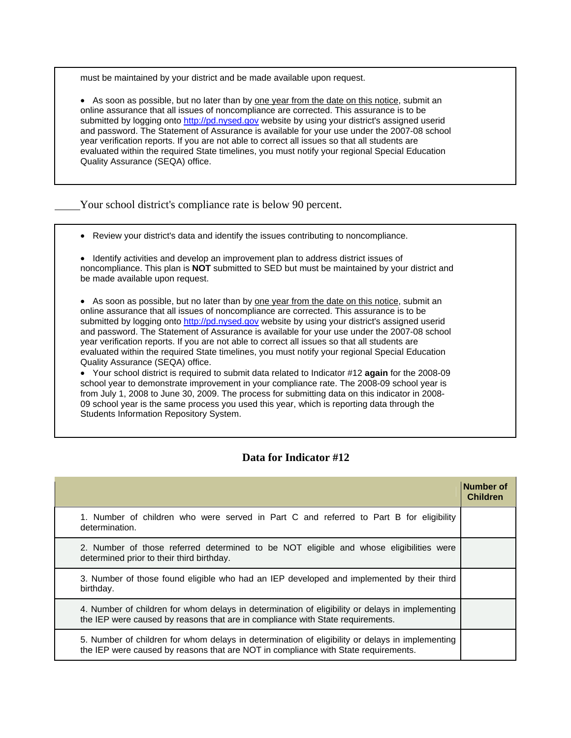must be maintained by your district and be made available upon request.

- As soon as possible, but no later than by one year from the date on this notice, submit an online assurance that all issues of noncompliance are corrected. This assurance is to be submitted by logging onto http://pd.nysed.gov website by using your district's assigned userid and password. The Statement of Assurance is available for your use under the 2007-08 school year verification reports. If you are not able to correct all issues so that all students are evaluated within the required State timelines, you must notify your regional Special Education Quality Assurance (SEQA) office.

_____ Your school district's compliance rate is below 90 percent.

- Review your district's data and identify the issues contributing to noncompliance.
- Identify activities and develop an improvement plan to address district issues of noncompliance. This plan is **NOT** submitted to SED but must be maintained by your district and be made available upon request.
- As soon as possible, but no later than by one year from the date on this notice, submit an online assurance that all issues of noncompliance are corrected. This assurance is to be submitted by logging onto http://pd.nysed.gov website by using your district's assigned userid and password. The Statement of Assurance is available for your use under the 2007-08 school year verification reports. If you are not able to correct all issues so that all students are evaluated within the required State timelines, you must notify your regional Special Education Quality Assurance (SEQA) office.
- Your school district is required to submit data related to Indicator #12 **again** for the 2008-09 school year to demonstrate improvement in your compliance rate. The 2008-09 school year is from July 1, 2008 to June 30, 2009. The process for submitting data on this indicator in 2008-09 school year is the same process you used this year, which is reporting data through the Students Information Repository System.

## Data for Indicator #12

| | Number of Children |
|---|---|
| 1. Number of children who were served in Part C and referred to Part B for eligibility determination. | |
| 2. Number of those referred determined to be NOT eligible and whose eligibilities were determined prior to their third birthday. | |
| 3. Number of those found eligible who had an IEP developed and implemented by their third birthday. | |
| 4. Number of children for whom delays in determination of eligibility or delays in implementing the IEP were caused by reasons that are in compliance with State requirements. | |
| 5. Number of children for whom delays in determination of eligibility or delays in implementing the IEP were caused by reasons that are NOT in compliance with State requirements. | |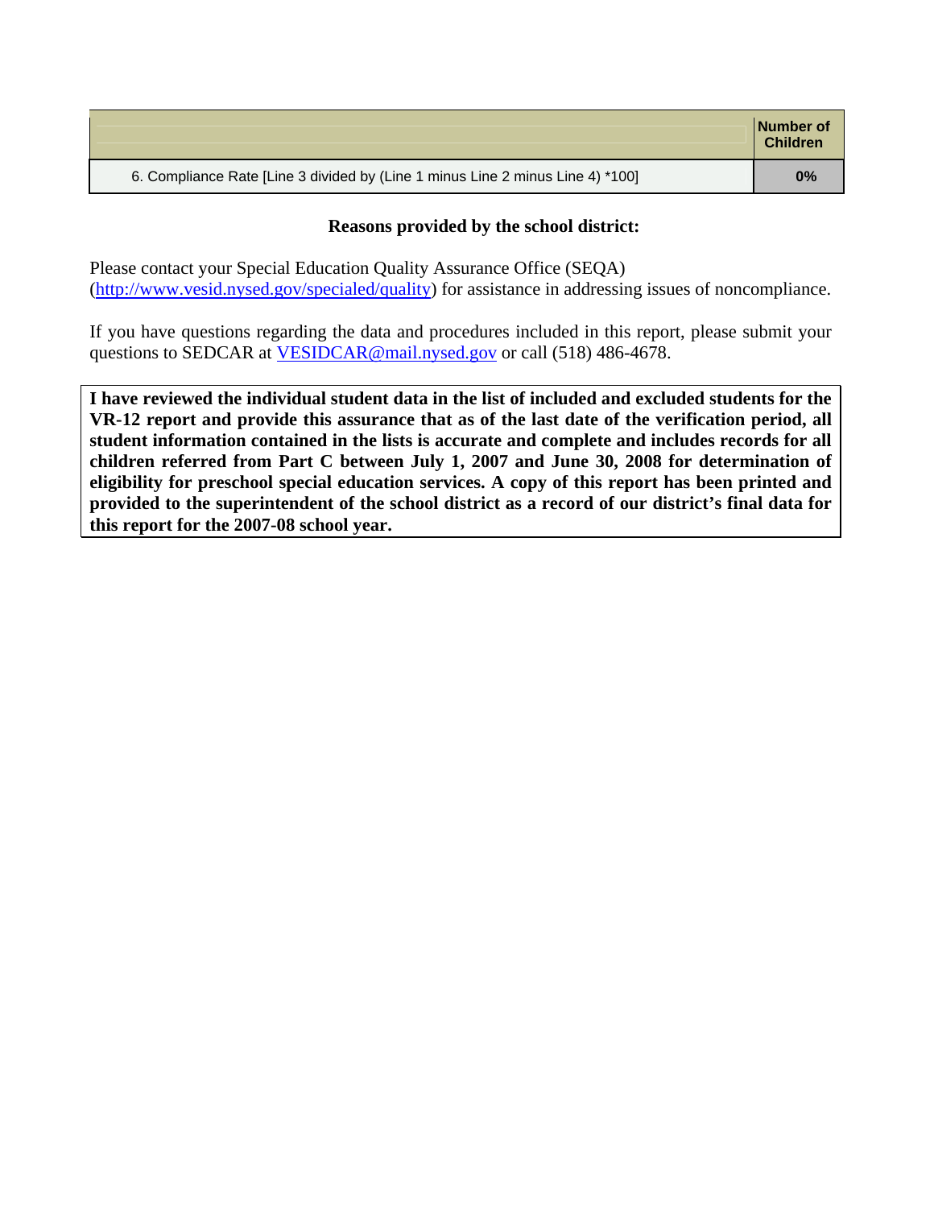| | Number of Children |
|---|---|
| 6. Compliance Rate [Line 3 divided by (Line 1 minus Line 2 minus Line 4) *100] | 0% |

**Reasons provided by the school district:**

Please contact your Special Education Quality Assurance Office (SEQA) (http://www.vesid.nysed.gov/specialed/quality) for assistance in addressing issues of noncompliance.

If you have questions regarding the data and procedures included in this report, please submit your questions to SEDCAR at VESIDCAR@mail.nysed.gov or call (518) 486-4678.

**I have reviewed the individual student data in the list of included and excluded students for the VR-12 report and provide this assurance that as of the last date of the verification period, all student information contained in the lists is accurate and complete and includes records for all children referred from Part C between July 1, 2007 and June 30, 2008 for determination of eligibility for preschool special education services. A copy of this report has been printed and provided to the superintendent of the school district as a record of our district's final data for this report for the 2007-08 school year.**